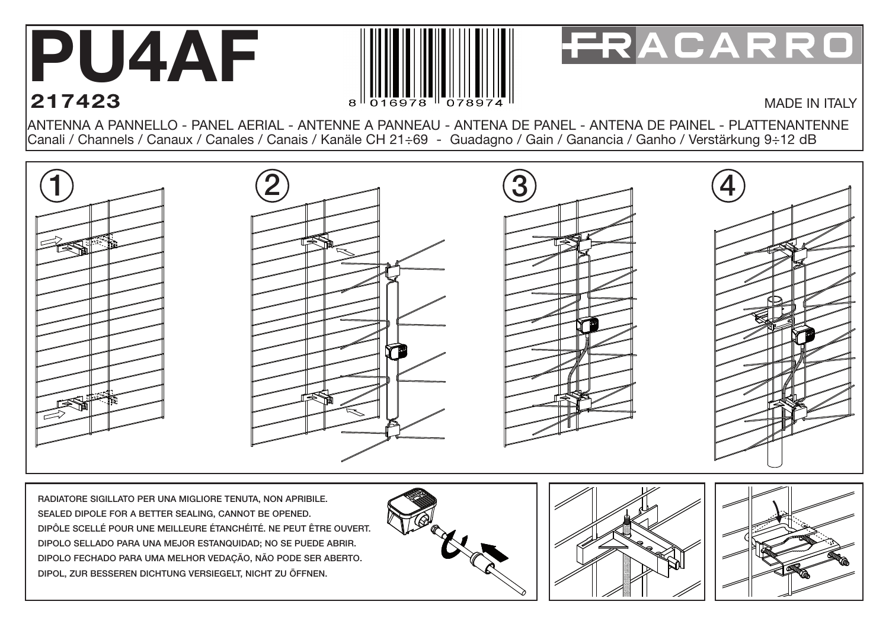# PU4AF

**217423**

8 016978 078974

FRACARRO

MADE IN ITALY

ANTENNA A PANNELLO - PANEL AERIAL - ANTENNE A PANNEAU - ANTENA DE PANEL - ANTENA DE PAINEL - PLATTENANTENNE

Canali / Channels / Canaux / Canales / Canais / Kanäle CH 21÷69 - Guadagno / Gain / Ganancia / Ganho / Verstärkung 9÷12 dB

1

2

3

4

RADIATORE SIGILLATO PER UNA MIGLIORE TENUTA, NON APRIBILE.
SEALED DIPOLE FOR A BETTER SEALING, CANNOT BE OPENED.
DIPÔLE SCELLÉ POUR UNE MEILLEURE ÉTANCHÉITÉ. NE PEUT ÊTRE OUVERT.
DIPOLO SELLADO PARA UNA MEJOR ESTANQUIDAD; NO SE PUEDE ABRIR.
DIPOLO FECHADO PARA UMA MELHOR VEDAÇÃO, NÃO PODE SER ABERTO.
DIPOL, ZUR BESSEREN DICHTUNG VERSIEGELT, NICHT ZU ÖFFNEN.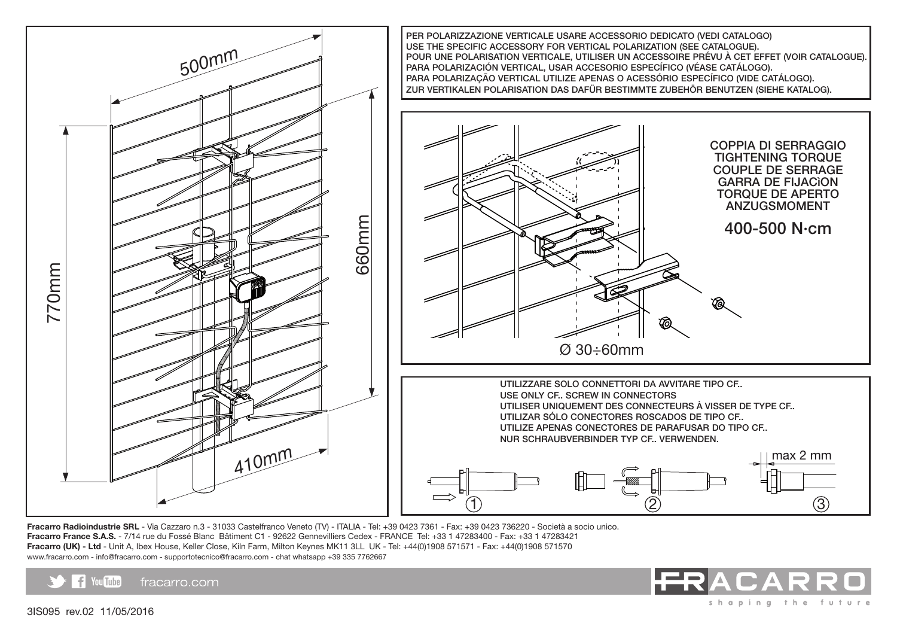500mm

770mm

660mm

410mm

PER POLARIZZAZIONE VERTICALE USARE ACCESSORIO DEDICATO (VEDI CATALOGO)
USE THE SPECIFIC ACCESSORY FOR VERTICAL POLARIZATION (SEE CATALOGUE).
POUR UNE POLARISATION VERTICALE, UTILISER UN ACCESSOIRE PRÉVU À CET EFFET (VOIR CATALOGUE).
PARA POLARIZACIÓN VERTICAL, USAR ACCESORIO ESPECÍFICO (VÉASE CATÁLOGO).
PARA POLARIZAÇÃO VERTICAL UTILIZE APENAS O ACESSÓRIO ESPECÍFICO (VIDE CATÁLOGO).
ZUR VERTIKALEN POLARISATION DAS DAFÜR BESTIMMTE ZUBEHÖR BENUTZEN (SIEHE KATALOG).

COPPIA DI SERRAGGIO
TIGHTENING TORQUE
COUPLE DE SERRAGE
GARRA DE FIJACìON
TORQUE DE APERTO
ANZUGSMOMENT

400-500 N·cm

Ø 30÷60mm

UTILIZZARE SOLO CONNETTORI DA AVVITARE TIPO CF..
USE ONLY CF.. SCREW IN CONNECTORS
UTILISER UNIQUEMENT DES CONNECTEURS À VISSER DE TYPE CF..
UTILIZAR SÓLO CONECTORES ROSCADOS DE TIPO CF..
UTILIZE APENAS CONECTORES DE PARAFUSAR DO TIPO CF..
NUR SCHRAUBVERBINDER TYP CF.. VERWENDEN.

max 2 mm

① ② ③

**Fracarro Radioindustrie SRL** - Via Cazzaro n.3 - 31033 Castelfranco Veneto (TV) - ITALIA - Tel: +39 0423 7361 - Fax: +39 0423 736220 - Società a socio unico.
**Fracarro France S.A.S.** - 7/14 rue du Fossé Blanc Bâtiment C1 - 92622 Gennevilliers Cedex - FRANCE Tel: +33 1 47283400 - Fax: +33 1 47283421
**Fracarro (UK) - Ltd** - Unit A, Ibex House, Keller Close, Kiln Farm, Milton Keynes MK11 3LL UK - Tel: +44(0)1908 571571 - Fax: +44(0)1908 571570
www.fracarro.com - info@fracarro.com - supportotecnico@fracarro.com - chat whatsapp +39 335 7762667

fracarro.com

FRACARRO shaping the future

3IS095 rev.02 11/05/2016